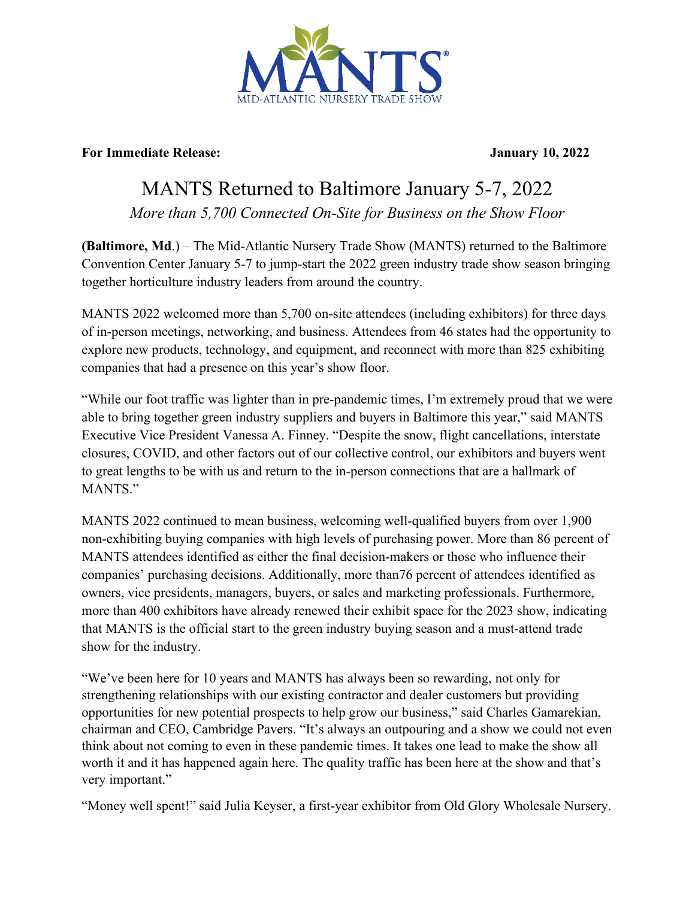MANTS®

MID-ATLANTIC NURSERY TRADE SHOW

**For Immediate Release:** **January 10, 2022**

# MANTS Returned to Baltimore January 5-7, 2022

*More than 5,700 Connected On-Site for Business on the Show Floor*

**(Baltimore, Md**.) – The Mid-Atlantic Nursery Trade Show (MANTS) returned to the Baltimore Convention Center January 5-7 to jump-start the 2022 green industry trade show season bringing together horticulture industry leaders from around the country.

MANTS 2022 welcomed more than 5,700 on-site attendees (including exhibitors) for three days of in-person meetings, networking, and business. Attendees from 46 states had the opportunity to explore new products, technology, and equipment, and reconnect with more than 825 exhibiting companies that had a presence on this year's show floor.

"While our foot traffic was lighter than in pre-pandemic times, I'm extremely proud that we were able to bring together green industry suppliers and buyers in Baltimore this year," said MANTS Executive Vice President Vanessa A. Finney. "Despite the snow, flight cancellations, interstate closures, COVID, and other factors out of our collective control, our exhibitors and buyers went to great lengths to be with us and return to the in-person connections that are a hallmark of MANTS."

MANTS 2022 continued to mean business, welcoming well-qualified buyers from over 1,900 non-exhibiting buying companies with high levels of purchasing power. More than 86 percent of MANTS attendees identified as either the final decision-makers or those who influence their companies' purchasing decisions. Additionally, more than76 percent of attendees identified as owners, vice presidents, managers, buyers, or sales and marketing professionals. Furthermore, more than 400 exhibitors have already renewed their exhibit space for the 2023 show, indicating that MANTS is the official start to the green industry buying season and a must-attend trade show for the industry.

"We've been here for 10 years and MANTS has always been so rewarding, not only for strengthening relationships with our existing contractor and dealer customers but providing opportunities for new potential prospects to help grow our business," said Charles Gamarekian, chairman and CEO, Cambridge Pavers. "It's always an outpouring and a show we could not even think about not coming to even in these pandemic times. It takes one lead to make the show all worth it and it has happened again here. The quality traffic has been here at the show and that's very important."

"Money well spent!" said Julia Keyser, a first-year exhibitor from Old Glory Wholesale Nursery.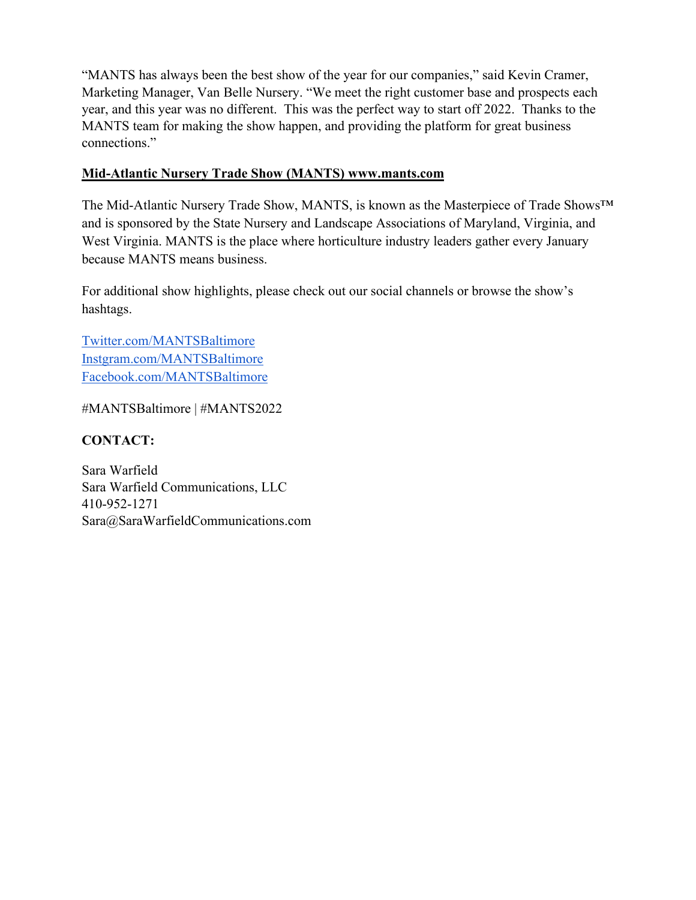"MANTS has always been the best show of the year for our companies," said Kevin Cramer, Marketing Manager, Van Belle Nursery. "We meet the right customer base and prospects each year, and this year was no different. This was the perfect way to start off 2022. Thanks to the MANTS team for making the show happen, and providing the platform for great business connections."

**Mid-Atlantic Nursery Trade Show (MANTS) www.mants.com**

The Mid-Atlantic Nursery Trade Show, MANTS, is known as the Masterpiece of Trade Shows™ and is sponsored by the State Nursery and Landscape Associations of Maryland, Virginia, and West Virginia. MANTS is the place where horticulture industry leaders gather every January because MANTS means business.

For additional show highlights, please check out our social channels or browse the show's hashtags.

Twitter.com/MANTSBaltimore
Instgram.com/MANTSBaltimore
Facebook.com/MANTSBaltimore

#MANTSBaltimore | #MANTS2022

**CONTACT:**

Sara Warfield
Sara Warfield Communications, LLC
410-952-1271
Sara@SaraWarfieldCommunications.com